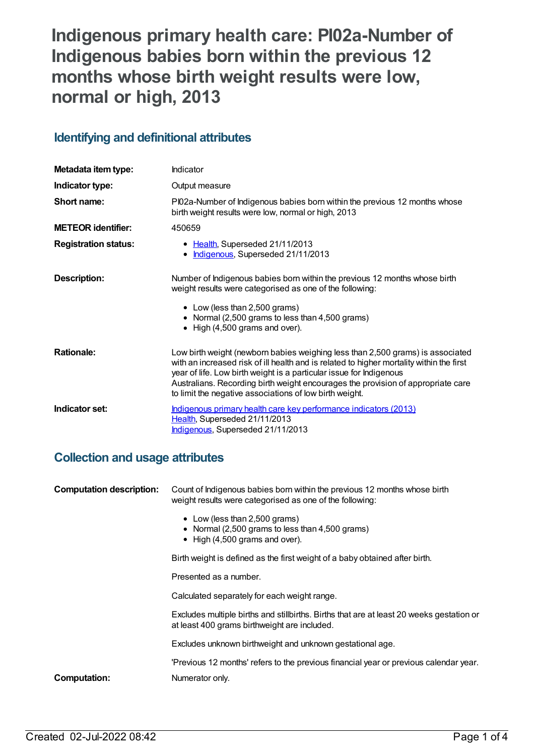# Indigenous primary health care: PI02a-Number of Indigenous babies born within the previous 12 months whose birth weight results were low, normal or high, 2013

## Identifying and definitional attributes

| | |
|---|---|
| **Metadata item type:** | Indicator |
| **Indicator type:** | Output measure |
| **Short name:** | PI02a-Number of Indigenous babies born within the previous 12 months whose birth weight results were low, normal or high, 2013 |
| **METEOR identifier:** | 450659 |
| **Registration status:** | • Health, Superseded 21/11/2013<br>• Indigenous, Superseded 21/11/2013 |
| **Description:** | Number of Indigenous babies born within the previous 12 months whose birth weight results were categorised as one of the following:<br>• Low (less than 2,500 grams)<br>• Normal (2,500 grams to less than 4,500 grams)<br>• High (4,500 grams and over). |
| **Rationale:** | Low birth weight (newborn babies weighing less than 2,500 grams) is associated with an increased risk of ill health and is related to higher mortality within the first year of life. Low birth weight is a particular issue for Indigenous Australians. Recording birth weight encourages the provision of appropriate care to limit the negative associations of low birth weight. |
| **Indicator set:** | Indigenous primary health care key performance indicators (2013)<br>Health, Superseded 21/11/2013<br>Indigenous, Superseded 21/11/2013 |

## Collection and usage attributes

| | |
|---|---|
| **Computation description:** | Count of Indigenous babies born within the previous 12 months whose birth weight results were categorised as one of the following:<br>• Low (less than 2,500 grams)<br>• Normal (2,500 grams to less than 4,500 grams)<br>• High (4,500 grams and over).<br><br>Birth weight is defined as the first weight of a baby obtained after birth.<br><br>Presented as a number.<br><br>Calculated separately for each weight range.<br><br>Excludes multiple births and stillbirths. Births that are at least 20 weeks gestation or at least 400 grams birthweight are included.<br><br>Excludes unknown birthweight and unknown gestational age.<br><br>'Previous 12 months' refers to the previous financial year or previous calendar year. |
| **Computation:** | Numerator only. |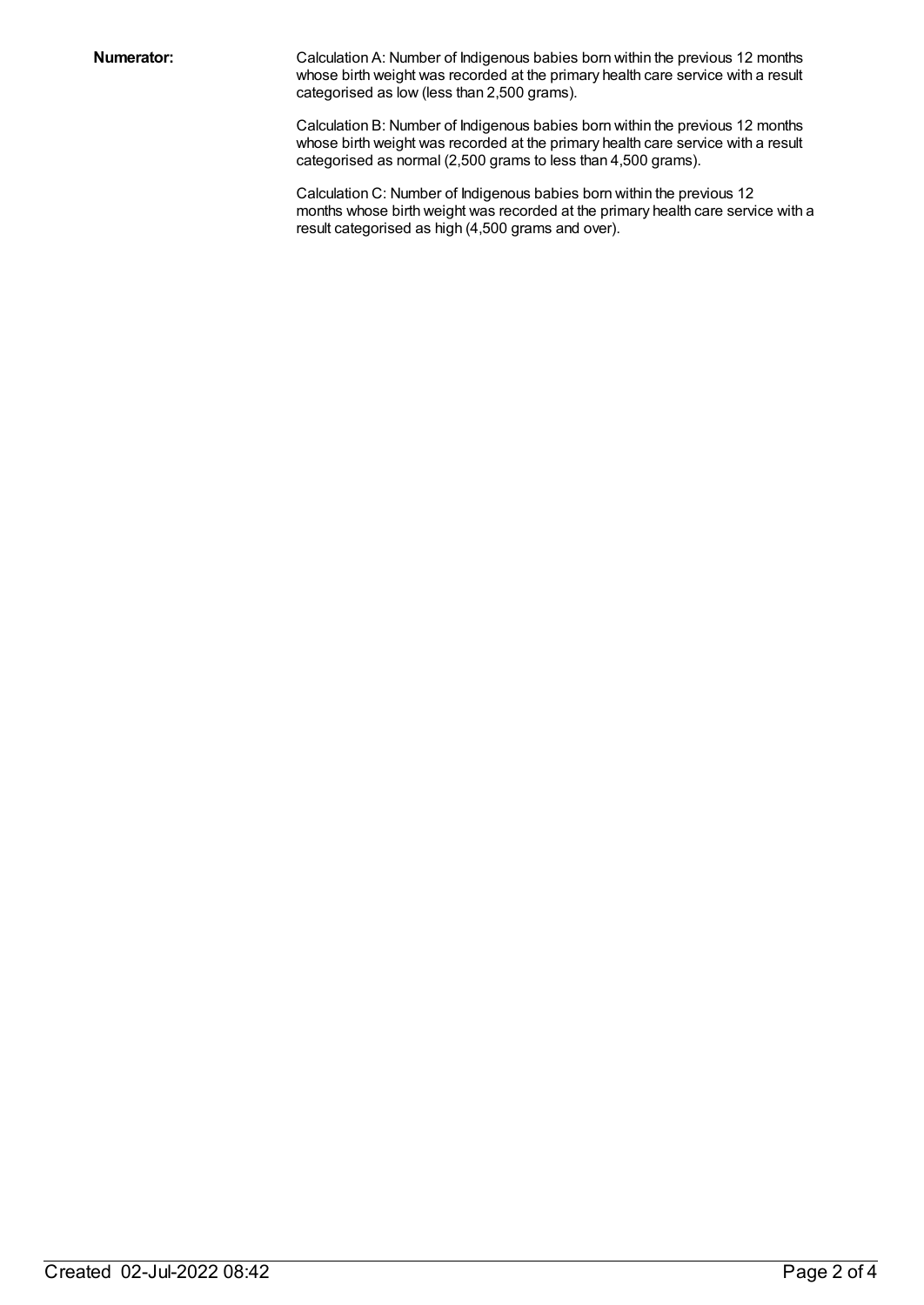**Numerator:**

Calculation A: Number of Indigenous babies born within the previous 12 months whose birth weight was recorded at the primary health care service with a result categorised as low (less than 2,500 grams).

Calculation B: Number of Indigenous babies born within the previous 12 months whose birth weight was recorded at the primary health care service with a result categorised as normal (2,500 grams to less than 4,500 grams).

Calculation C: Number of Indigenous babies born within the previous 12 months whose birth weight was recorded at the primary health care service with a result categorised as high (4,500 grams and over).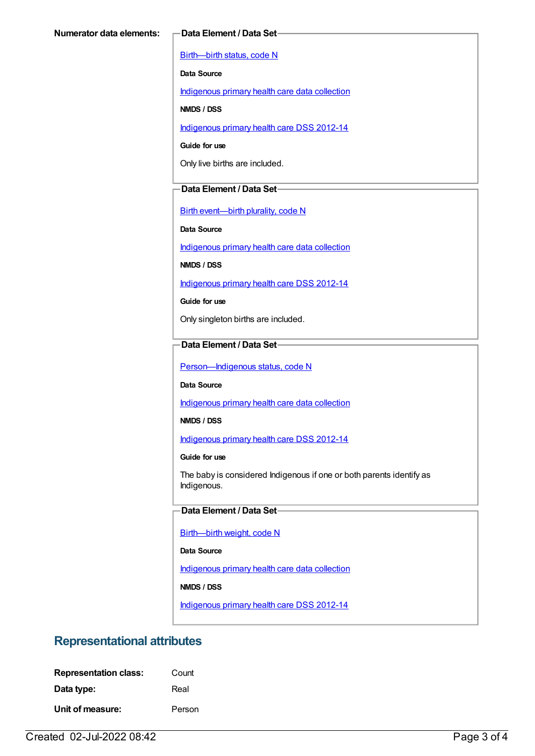**Numerator data elements:**

**Data Element / Data Set**

Birth—birth status, code N

**Data Source**

Indigenous primary health care data collection

**NMDS / DSS**

Indigenous primary health care DSS 2012-14

**Guide for use**

Only live births are included.

**Data Element / Data Set**

Birth event—birth plurality, code N

**Data Source**

Indigenous primary health care data collection

**NMDS / DSS**

Indigenous primary health care DSS 2012-14

**Guide for use**

Only singleton births are included.

**Data Element / Data Set**

Person—Indigenous status, code N

**Data Source**

Indigenous primary health care data collection

**NMDS / DSS**

Indigenous primary health care DSS 2012-14

**Guide for use**

The baby is considered Indigenous if one or both parents identify as Indigenous.

**Data Element / Data Set**

Birth—birth weight, code N

**Data Source**

Indigenous primary health care data collection

**NMDS / DSS**

Indigenous primary health care DSS 2012-14

## Representational attributes

**Representation class:** Count

**Data type:** Real

**Unit of measure:** Person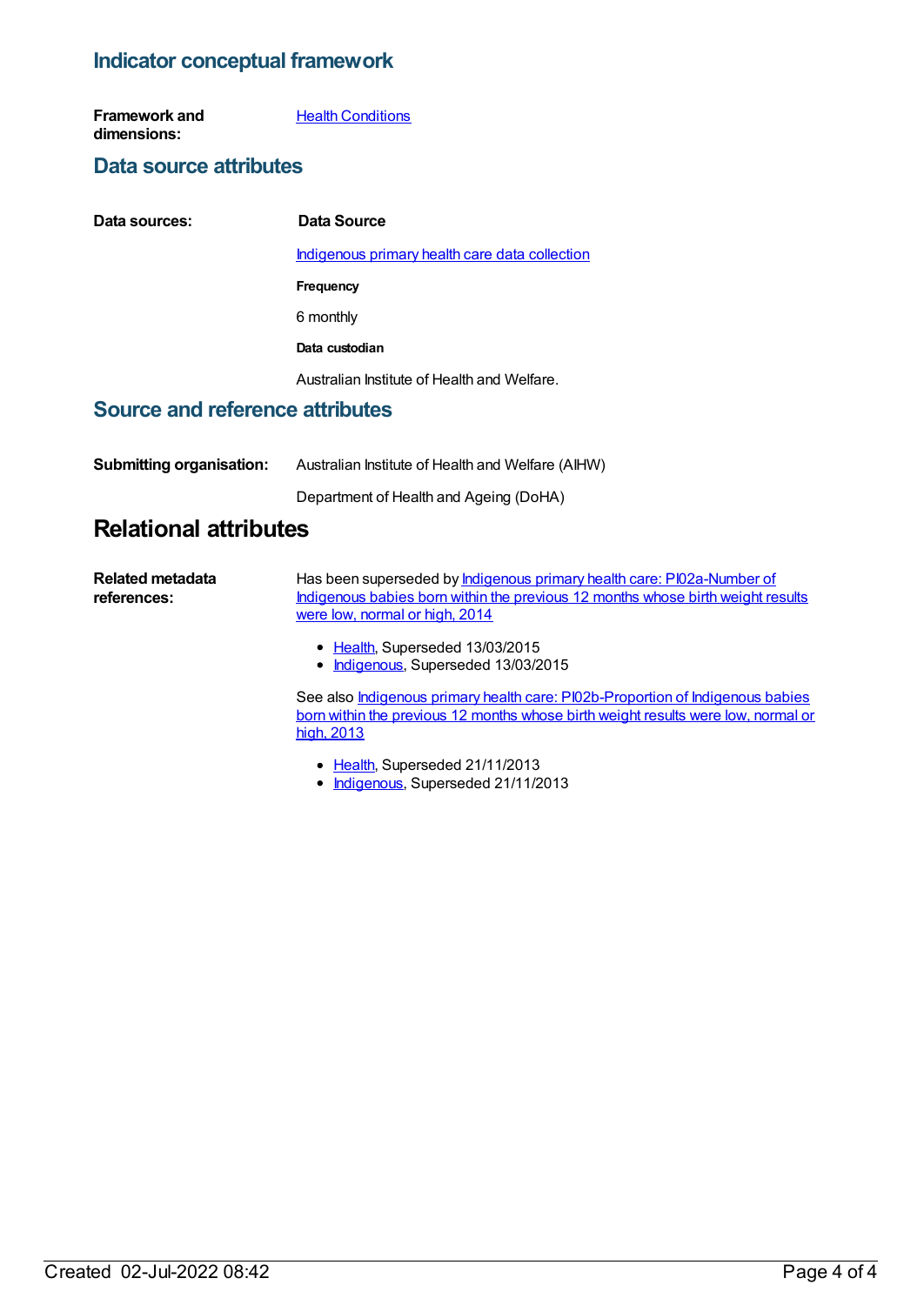## Indicator conceptual framework

**Framework and dimensions:** Health Conditions

## Data source attributes

**Data sources:**

**Data Source**

Indigenous primary health care data collection

**Frequency**

6 monthly

**Data custodian**

Australian Institute of Health and Welfare.

## Source and reference attributes

**Submitting organisation:** Australian Institute of Health and Welfare (AIHW)

Department of Health and Ageing (DoHA)

# Relational attributes

**Related metadata references:**

Has been superseded by Indigenous primary health care: PI02a-Number of Indigenous babies born within the previous 12 months whose birth weight results were low, normal or high, 2014

- Health, Superseded 13/03/2015
- Indigenous, Superseded 13/03/2015

See also Indigenous primary health care: PI02b-Proportion of Indigenous babies born within the previous 12 months whose birth weight results were low, normal or high, 2013

- Health, Superseded 21/11/2013
- Indigenous, Superseded 21/11/2013